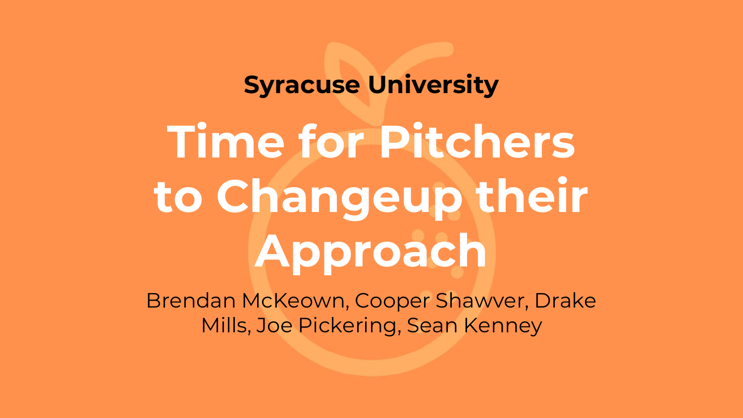**Syracuse University**

# Time for Pitchers to Changeup their Approach

Brendan McKeown, Cooper Shawver, Drake Mills, Joe Pickering, Sean Kenney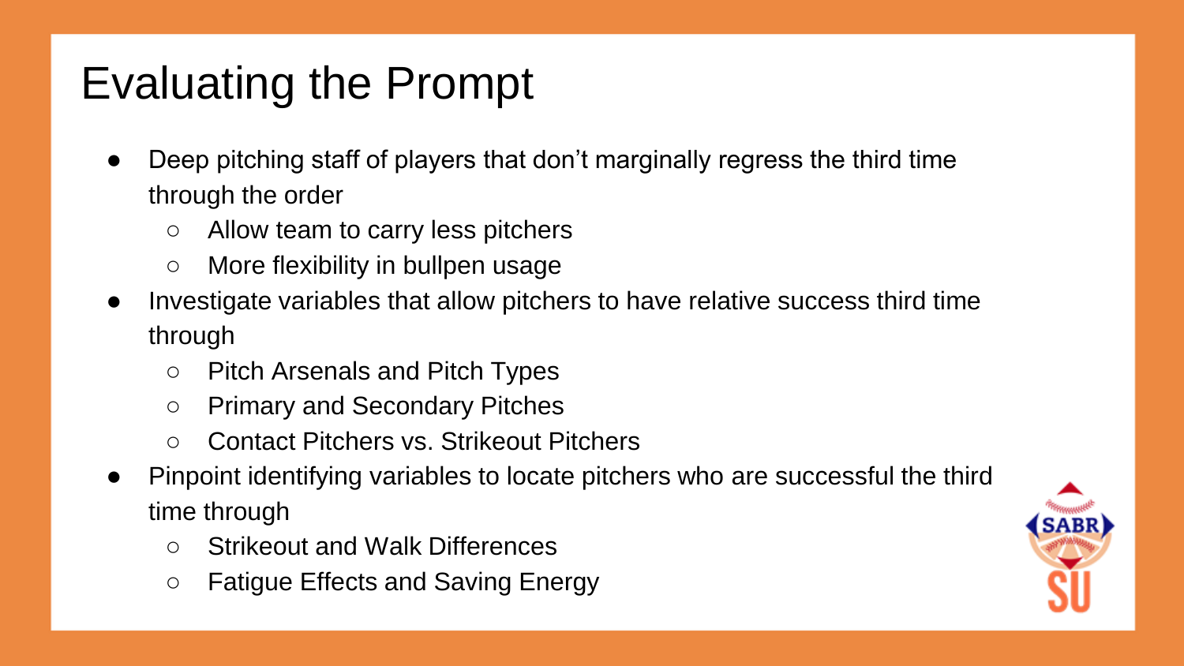# Evaluating the Prompt

- Deep pitching staff of players that don't marginally regress the third time through the order
  - Allow team to carry less pitchers
  - More flexibility in bullpen usage
- Investigate variables that allow pitchers to have relative success third time through
  - Pitch Arsenals and Pitch Types
  - Primary and Secondary Pitches
  - Contact Pitchers vs. Strikeout Pitchers
- Pinpoint identifying variables to locate pitchers who are successful the third time through
  - Strikeout and Walk Differences
  - Fatigue Effects and Saving Energy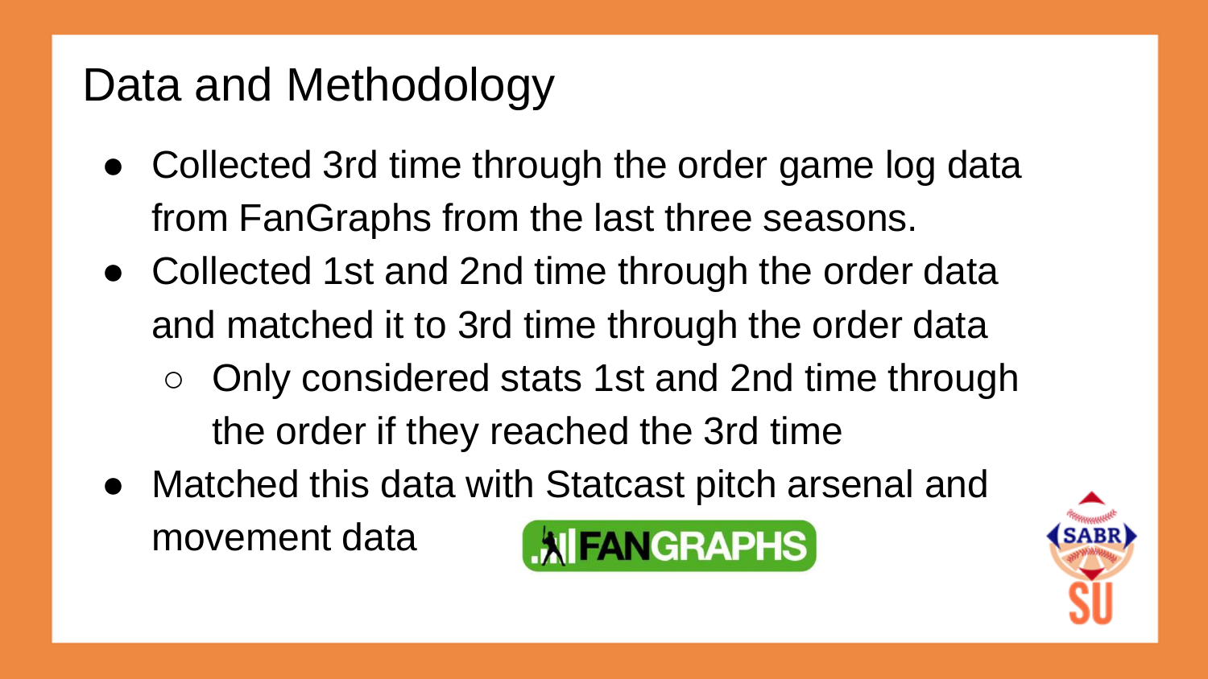# Data and Methodology

- Collected 3rd time through the order game log data from FanGraphs from the last three seasons.
- Collected 1st and 2nd time through the order data and matched it to 3rd time through the order data
  - Only considered stats 1st and 2nd time through the order if they reached the 3rd time
- Matched this data with Statcast pitch arsenal and movement data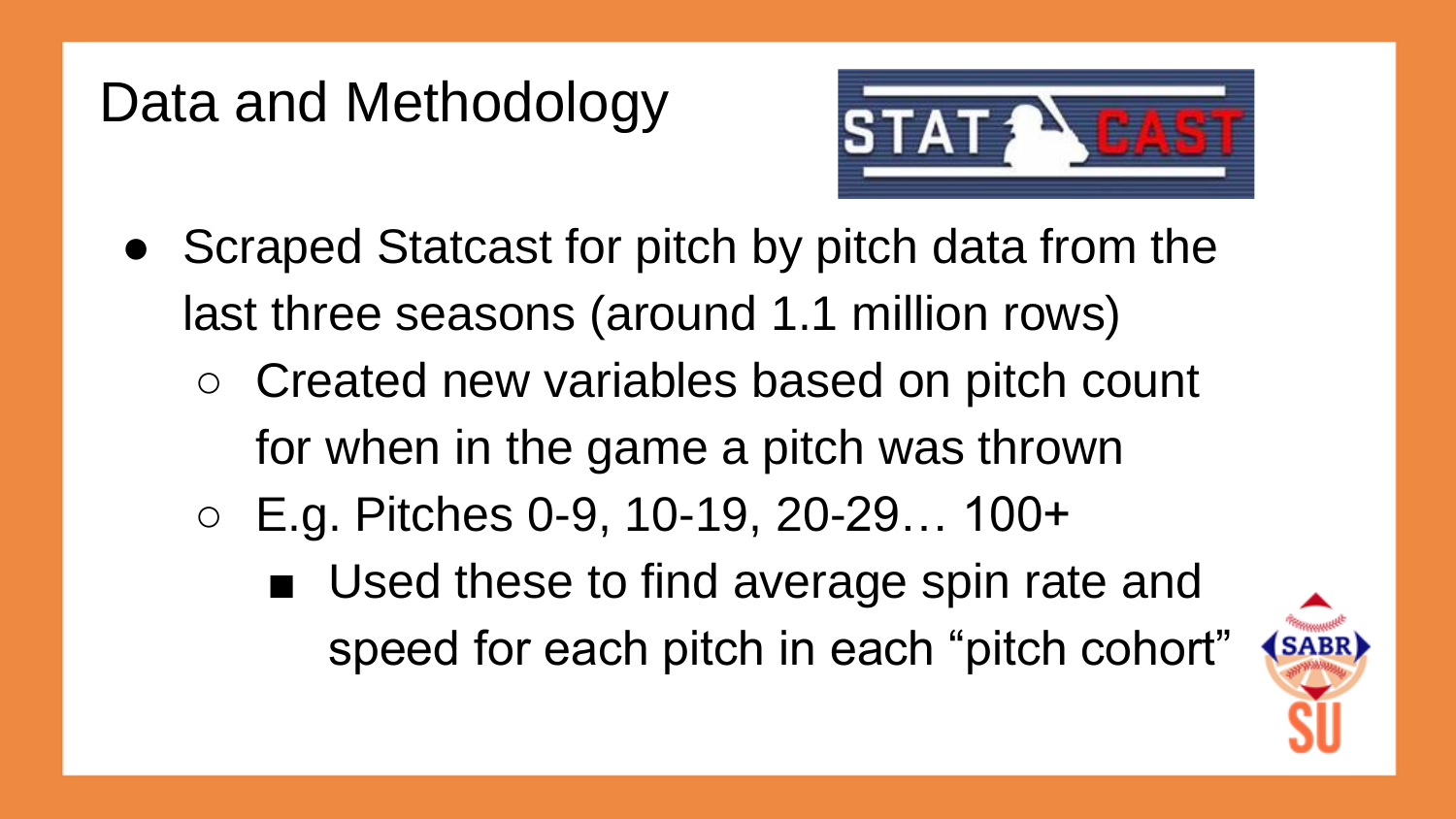# Data and Methodology

- Scraped Statcast for pitch by pitch data from the last three seasons (around 1.1 million rows)
  - Created new variables based on pitch count for when in the game a pitch was thrown
  - E.g. Pitches 0-9, 10-19, 20-29… 100+
    - Used these to find average spin rate and speed for each pitch in each "pitch cohort"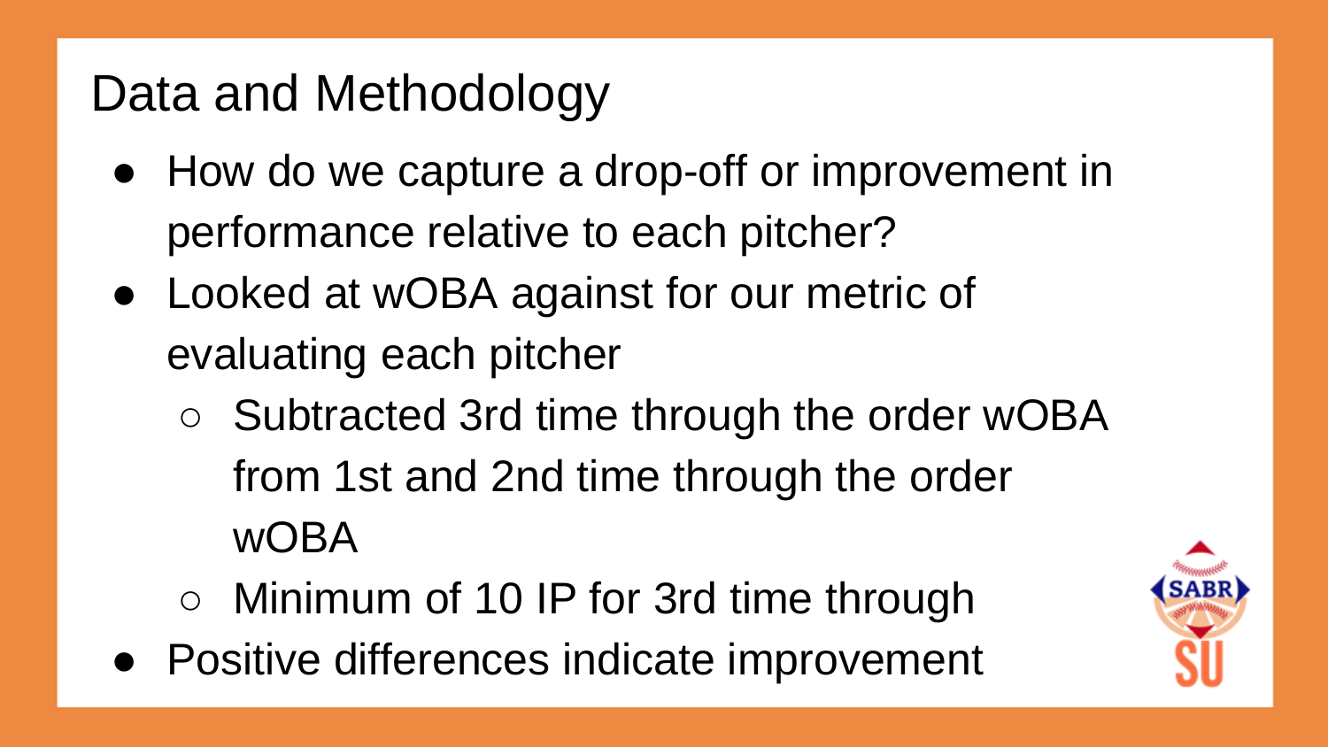# Data and Methodology

- How do we capture a drop-off or improvement in performance relative to each pitcher?
- Looked at wOBA against for our metric of evaluating each pitcher
  - Subtracted 3rd time through the order wOBA from 1st and 2nd time through the order wOBA
  - Minimum of 10 IP for 3rd time through
- Positive differences indicate improvement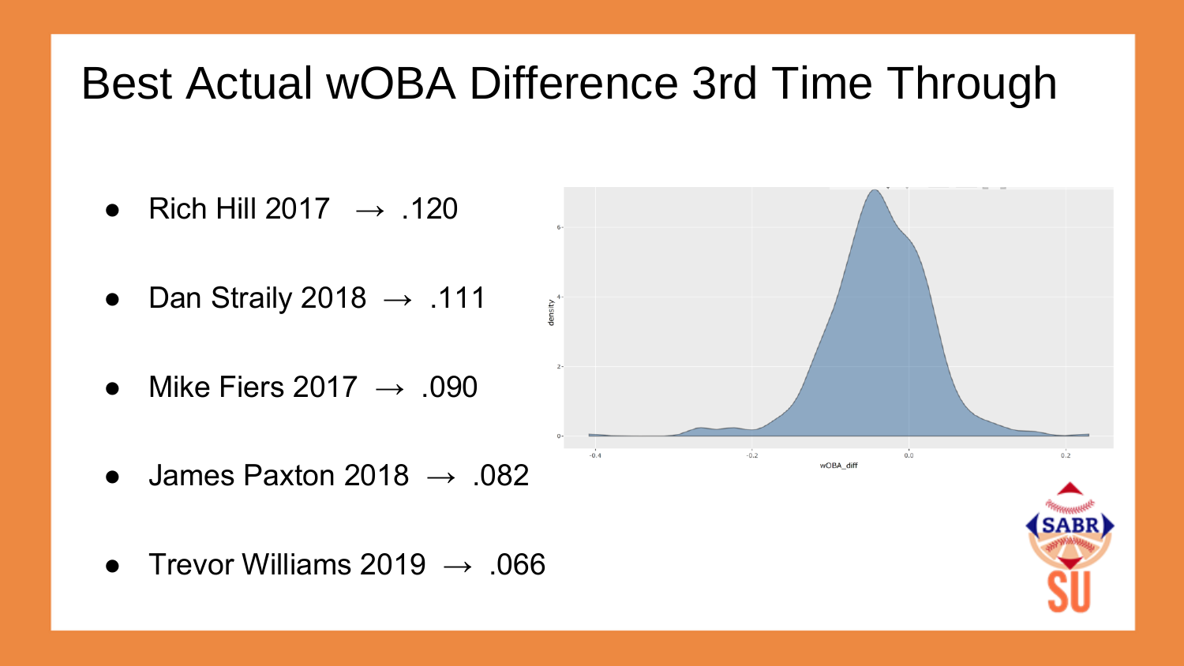# Best Actual wOBA Difference 3rd Time Through

- Rich Hill 2017 → .120
- Dan Straily 2018 → .111
- Mike Fiers 2017 → .090
- James Paxton 2018 → .082
- Trevor Williams 2019 → .066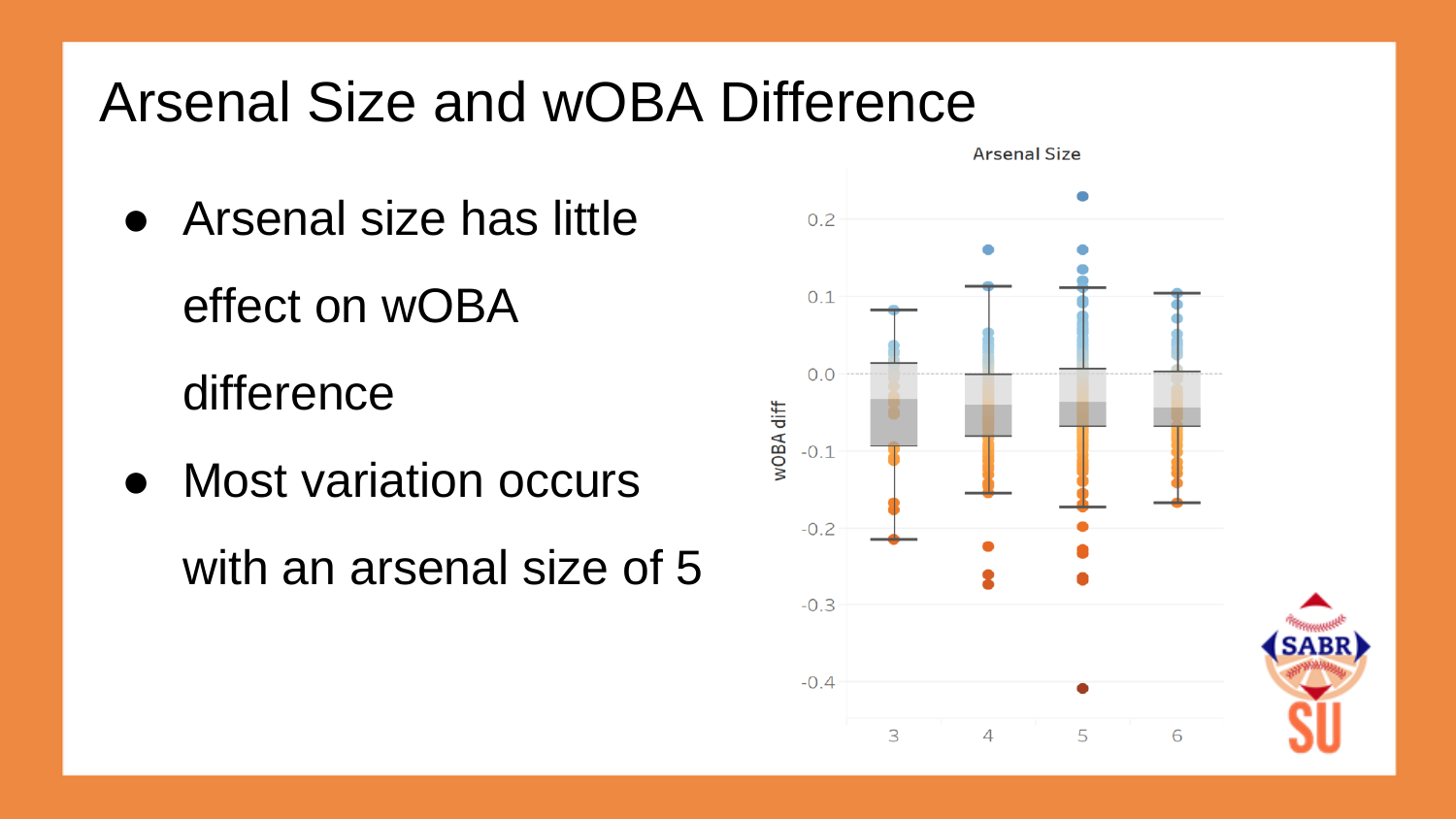# Arsenal Size and wOBA Difference

- Arsenal size has little effect on wOBA difference
- Most variation occurs with an arsenal size of 5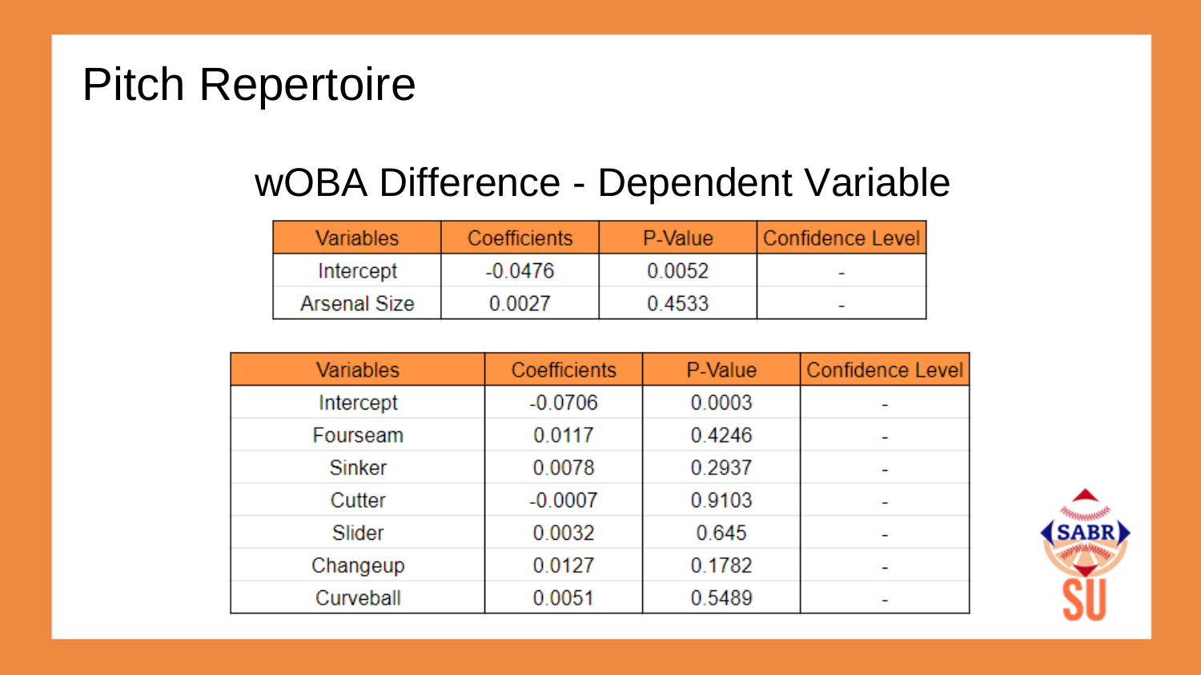# Pitch Repertoire

## wOBA Difference - Dependent Variable

| Variables | Coefficients | P-Value | Confidence Level |
|---|---|---|---|
| Intercept | -0.0476 | 0.0052 | - |
| Arsenal Size | 0.0027 | 0.4533 | - |

| Variables | Coefficients | P-Value | Confidence Level |
|---|---|---|---|
| Intercept | -0.0706 | 0.0003 | - |
| Fourseam | 0.0117 | 0.4246 | - |
| Sinker | 0.0078 | 0.2937 | - |
| Cutter | -0.0007 | 0.9103 | - |
| Slider | 0.0032 | 0.645 | - |
| Changeup | 0.0127 | 0.1782 | - |
| Curveball | 0.0051 | 0.5489 | - |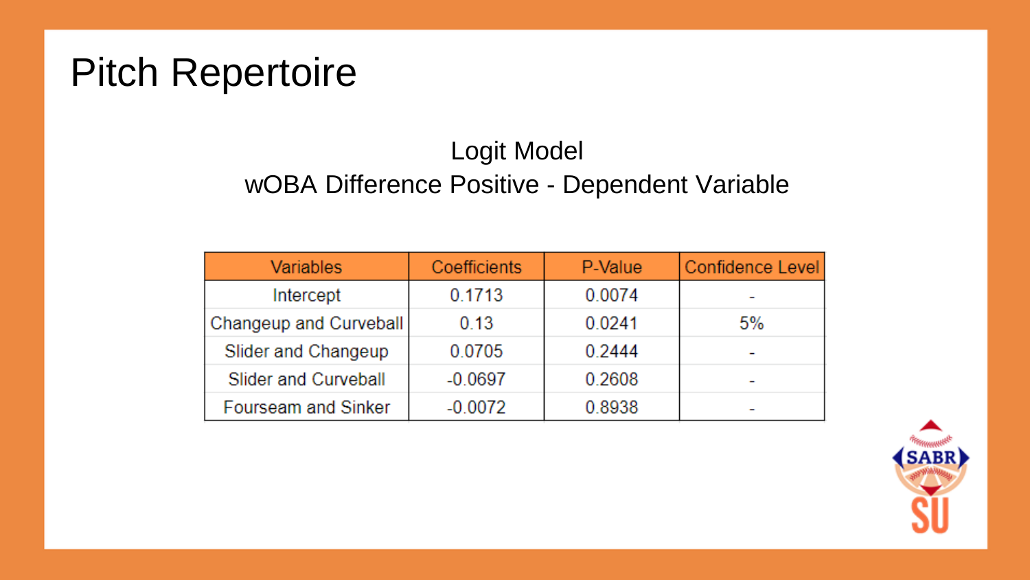# Pitch Repertoire

Logit Model
wOBA Difference Positive - Dependent Variable

| Variables | Coefficients | P-Value | Confidence Level |
|---|---|---|---|
| Intercept | 0.1713 | 0.0074 | - |
| Changeup and Curveball | 0.13 | 0.0241 | 5% |
| Slider and Changeup | 0.0705 | 0.2444 | - |
| Slider and Curveball | -0.0697 | 0.2608 | - |
| Fourseam and Sinker | -0.0072 | 0.8938 | - |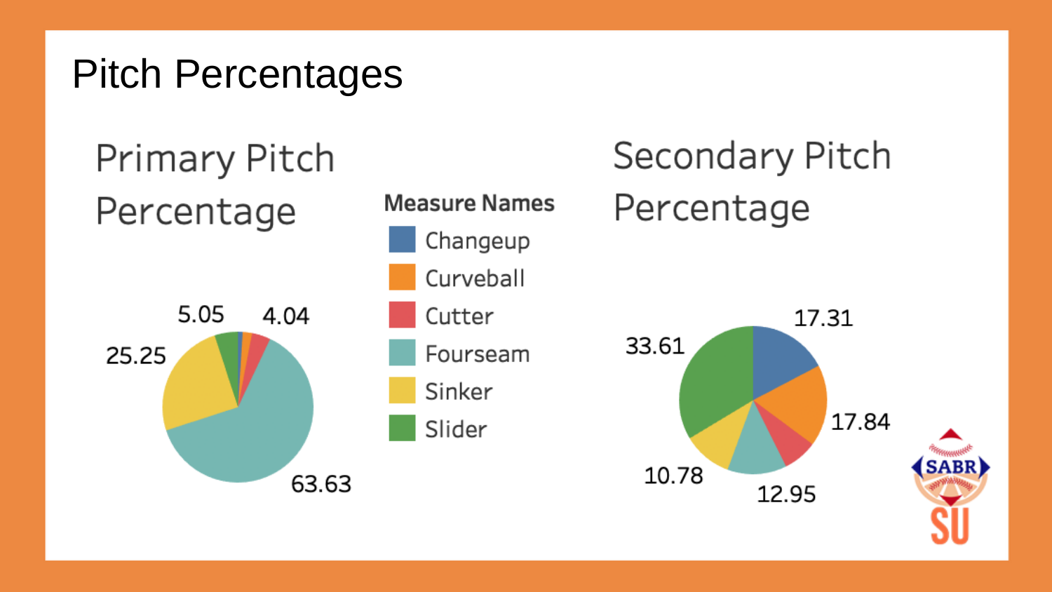# Pitch Percentages

## Primary Pitch Percentage

5.05

4.04

25.25

63.63

**Measure Names**

- Changeup
- Curveball
- Cutter
- Fourseam
- Sinker
- Slider

## Secondary Pitch Percentage

33.61

17.31

17.84

10.78

12.95

SABR

SU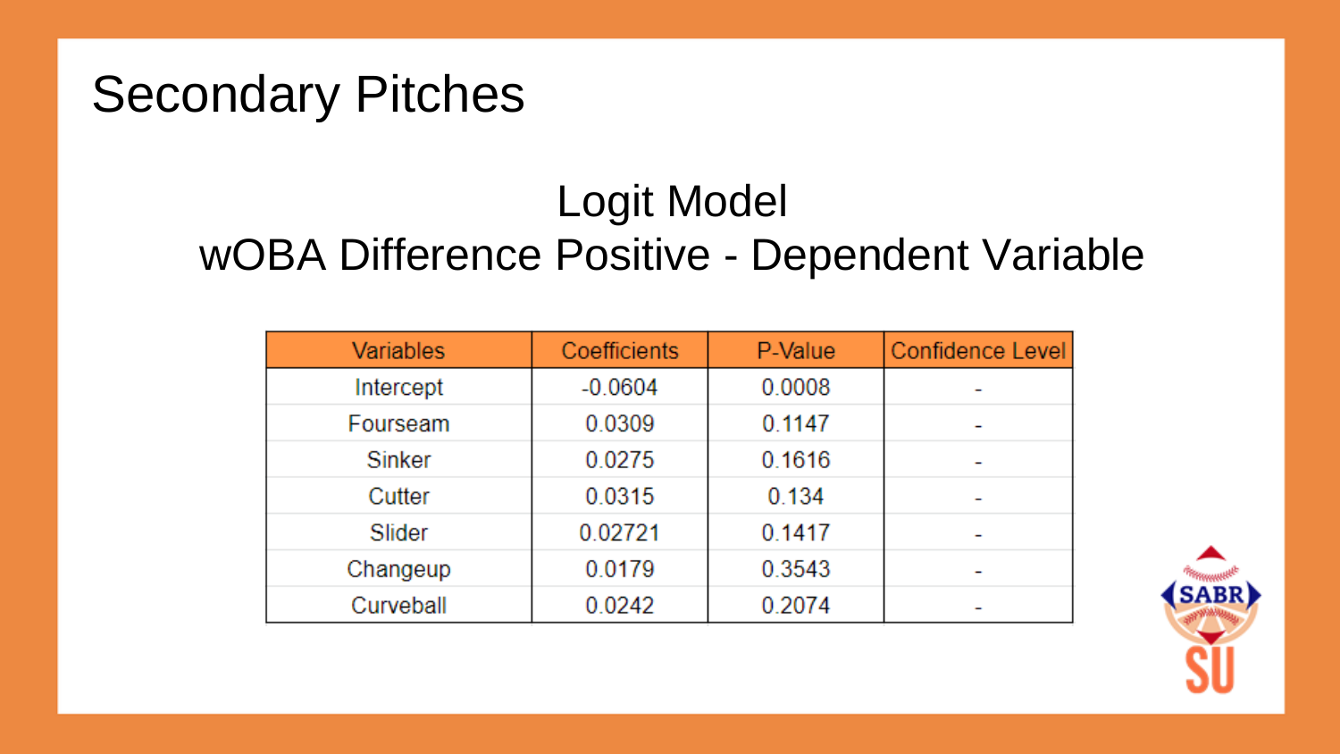# Secondary Pitches

## Logit Model
## wOBA Difference Positive - Dependent Variable

| Variables | Coefficients | P-Value | Confidence Level |
|---|---|---|---|
| Intercept | -0.0604 | 0.0008 | - |
| Fourseam | 0.0309 | 0.1147 | - |
| Sinker | 0.0275 | 0.1616 | - |
| Cutter | 0.0315 | 0.134 | - |
| Slider | 0.02721 | 0.1417 | - |
| Changeup | 0.0179 | 0.3543 | - |
| Curveball | 0.0242 | 0.2074 | - |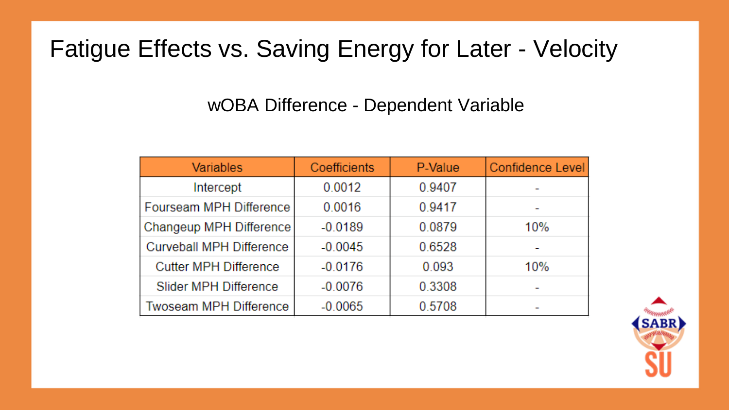# Fatigue Effects vs. Saving Energy for Later - Velocity

wOBA Difference - Dependent Variable

| Variables | Coefficients | P-Value | Confidence Level |
|---|---|---|---|
| Intercept | 0.0012 | 0.9407 | - |
| Fourseam MPH Difference | 0.0016 | 0.9417 | - |
| Changeup MPH Difference | -0.0189 | 0.0879 | 10% |
| Curveball MPH Difference | -0.0045 | 0.6528 | - |
| Cutter MPH Difference | -0.0176 | 0.093 | 10% |
| Slider MPH Difference | -0.0076 | 0.3308 | - |
| Twoseam MPH Difference | -0.0065 | 0.5708 | - |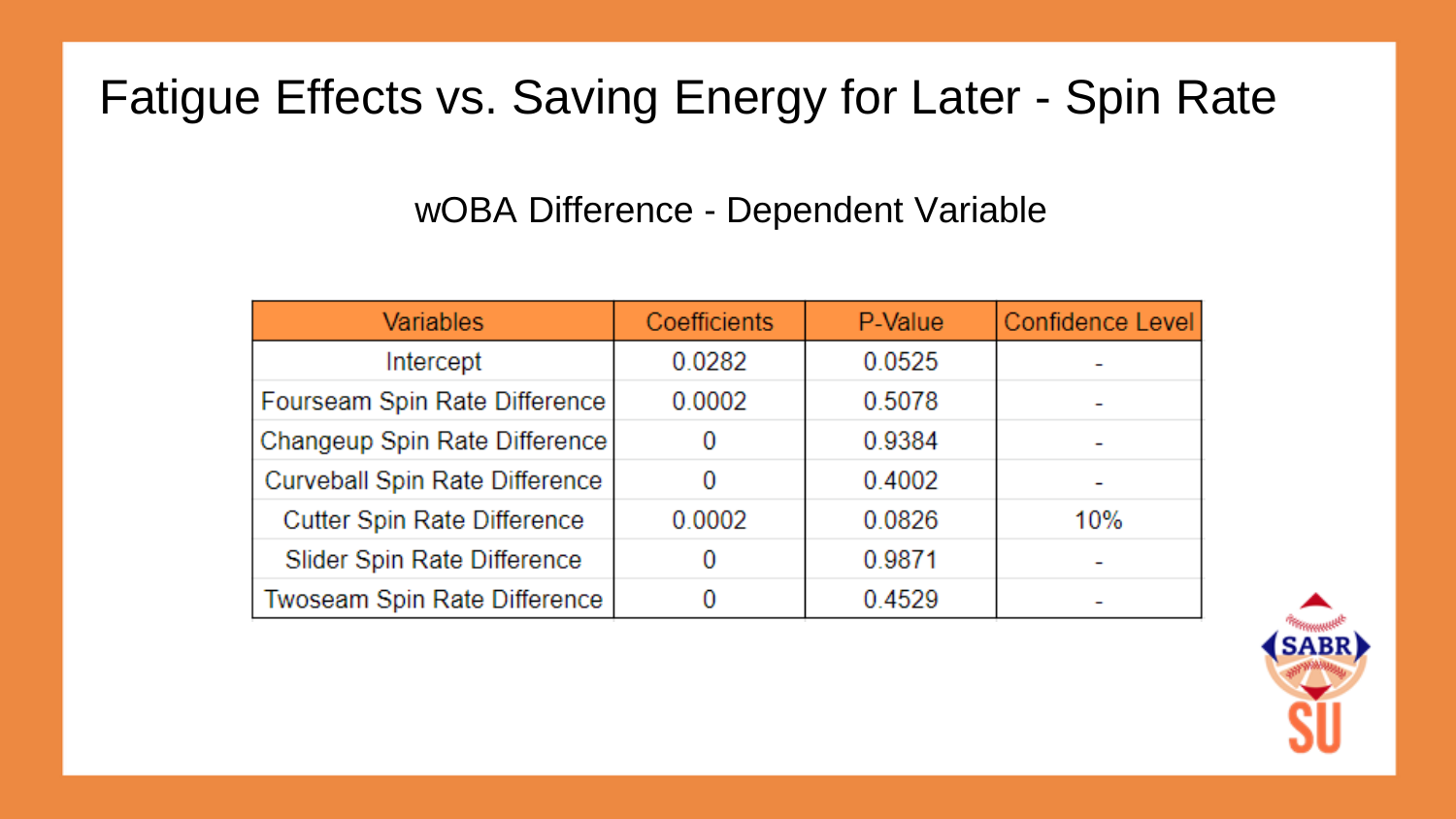# Fatigue Effects vs. Saving Energy for Later - Spin Rate

wOBA Difference - Dependent Variable

| Variables | Coefficients | P-Value | Confidence Level |
| --- | --- | --- | --- |
| Intercept | 0.0282 | 0.0525 | - |
| Fourseam Spin Rate Difference | 0.0002 | 0.5078 | - |
| Changeup Spin Rate Difference | 0 | 0.9384 | - |
| Curveball Spin Rate Difference | 0 | 0.4002 | - |
| Cutter Spin Rate Difference | 0.0002 | 0.0826 | 10% |
| Slider Spin Rate Difference | 0 | 0.9871 | - |
| Twoseam Spin Rate Difference | 0 | 0.4529 | - |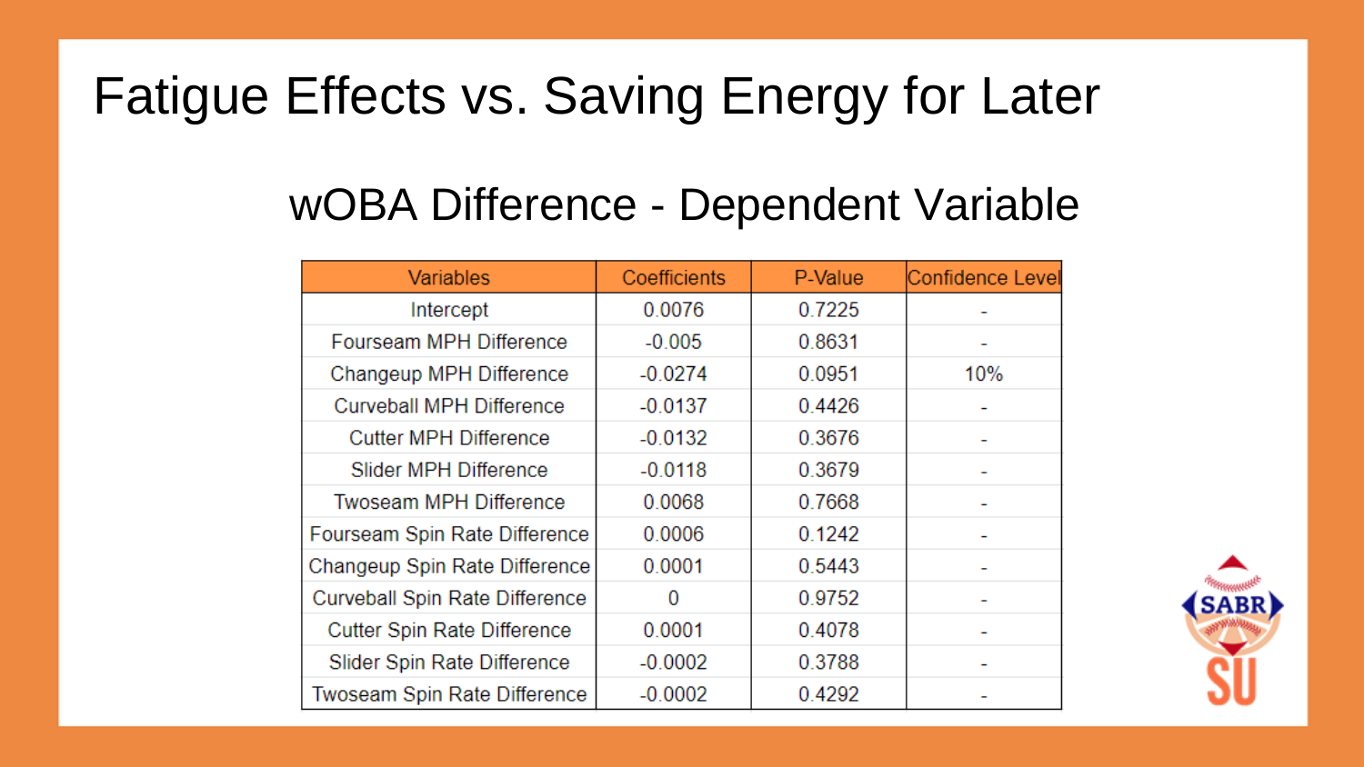# Fatigue Effects vs. Saving Energy for Later

## wOBA Difference - Dependent Variable

| Variables | Coefficients | P-Value | Confidence Level |
|---|---|---|---|
| Intercept | 0.0076 | 0.7225 | - |
| Fourseam MPH Difference | -0.005 | 0.8631 | - |
| Changeup MPH Difference | -0.0274 | 0.0951 | 10% |
| Curveball MPH Difference | -0.0137 | 0.4426 | - |
| Cutter MPH Difference | -0.0132 | 0.3676 | - |
| Slider MPH Difference | -0.0118 | 0.3679 | - |
| Twoseam MPH Difference | 0.0068 | 0.7668 | - |
| Fourseam Spin Rate Difference | 0.0006 | 0.1242 | - |
| Changeup Spin Rate Difference | 0.0001 | 0.5443 | - |
| Curveball Spin Rate Difference | 0 | 0.9752 | - |
| Cutter Spin Rate Difference | 0.0001 | 0.4078 | - |
| Slider Spin Rate Difference | -0.0002 | 0.3788 | - |
| Twoseam Spin Rate Difference | -0.0002 | 0.4292 | - |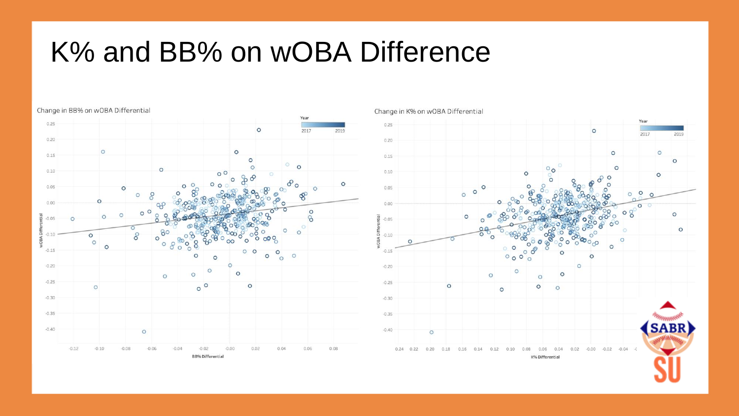# K% and BB% on wOBA Difference

Change in BB% on wOBA Differential

Change in K% on wOBA Differential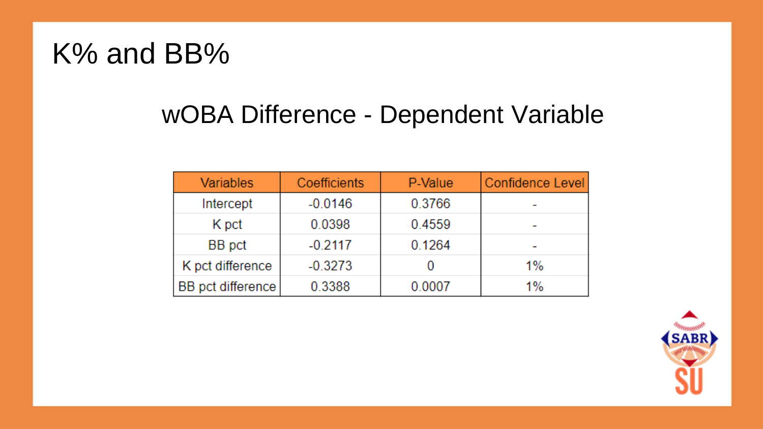# K% and BB%

## wOBA Difference - Dependent Variable

| Variables | Coefficients | P-Value | Confidence Level |
|---|---|---|---|
| Intercept | -0.0146 | 0.3766 | - |
| K pct | 0.0398 | 0.4559 | - |
| BB pct | -0.2117 | 0.1264 | - |
| K pct difference | -0.3273 | 0 | 1% |
| BB pct difference | 0.3388 | 0.0007 | 1% |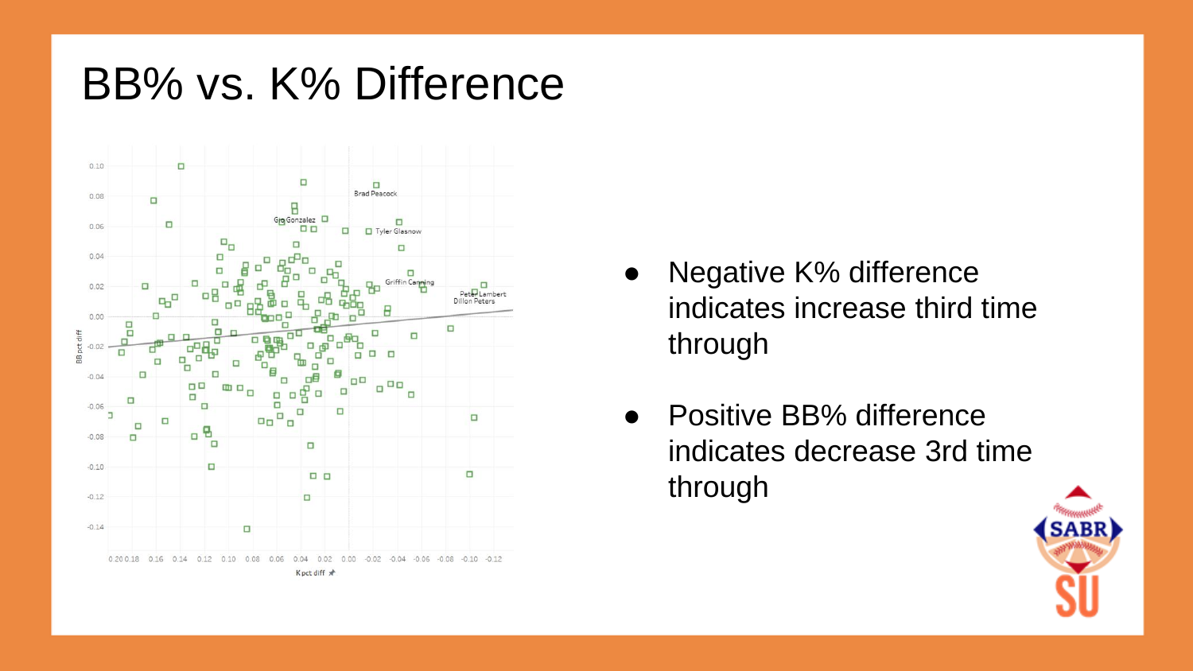# BB% vs. K% Difference

- Negative K% difference indicates increase third time through
- Positive BB% difference indicates decrease 3rd time through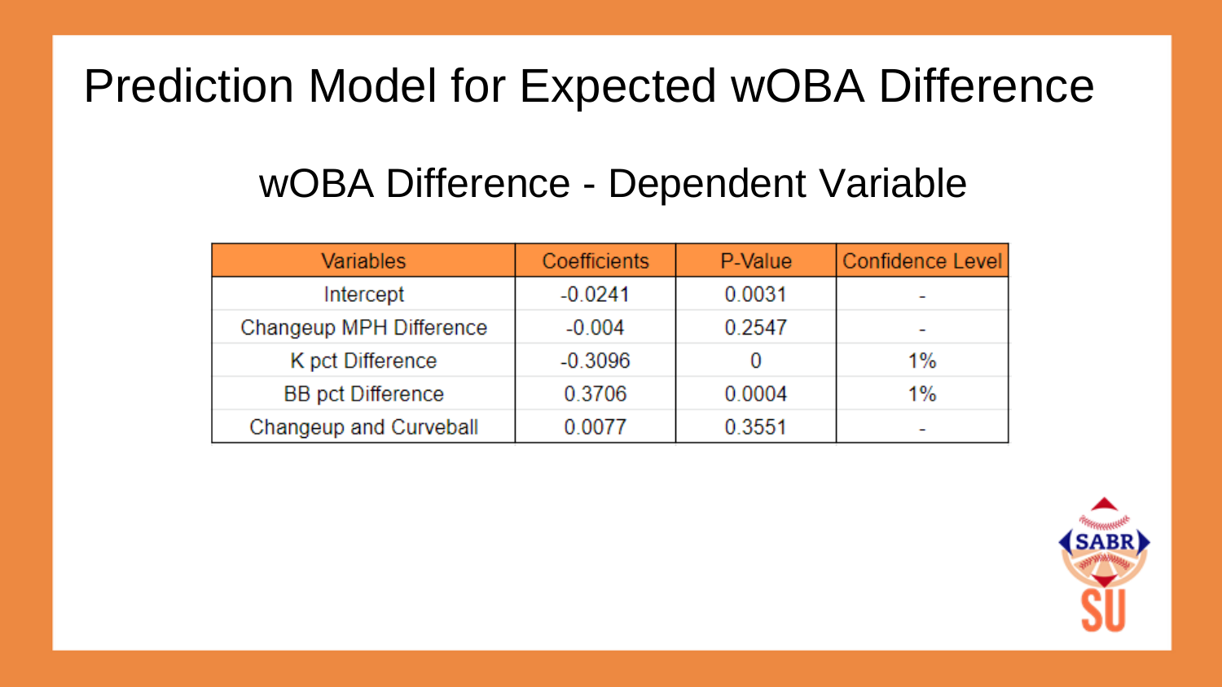# Prediction Model for Expected wOBA Difference

## wOBA Difference - Dependent Variable

| Variables | Coefficients | P-Value | Confidence Level |
|---|---|---|---|
| Intercept | -0.0241 | 0.0031 | - |
| Changeup MPH Difference | -0.004 | 0.2547 | - |
| K pct Difference | -0.3096 | 0 | 1% |
| BB pct Difference | 0.3706 | 0.0004 | 1% |
| Changeup and Curveball | 0.0077 | 0.3551 | - |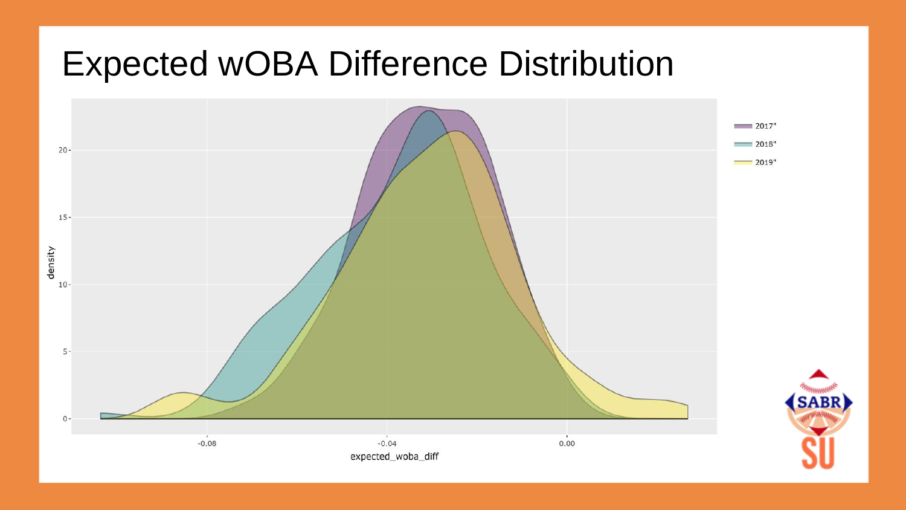# Expected wOBA Difference Distribution

density

expected_woba_diff

2017"

2018"

2019"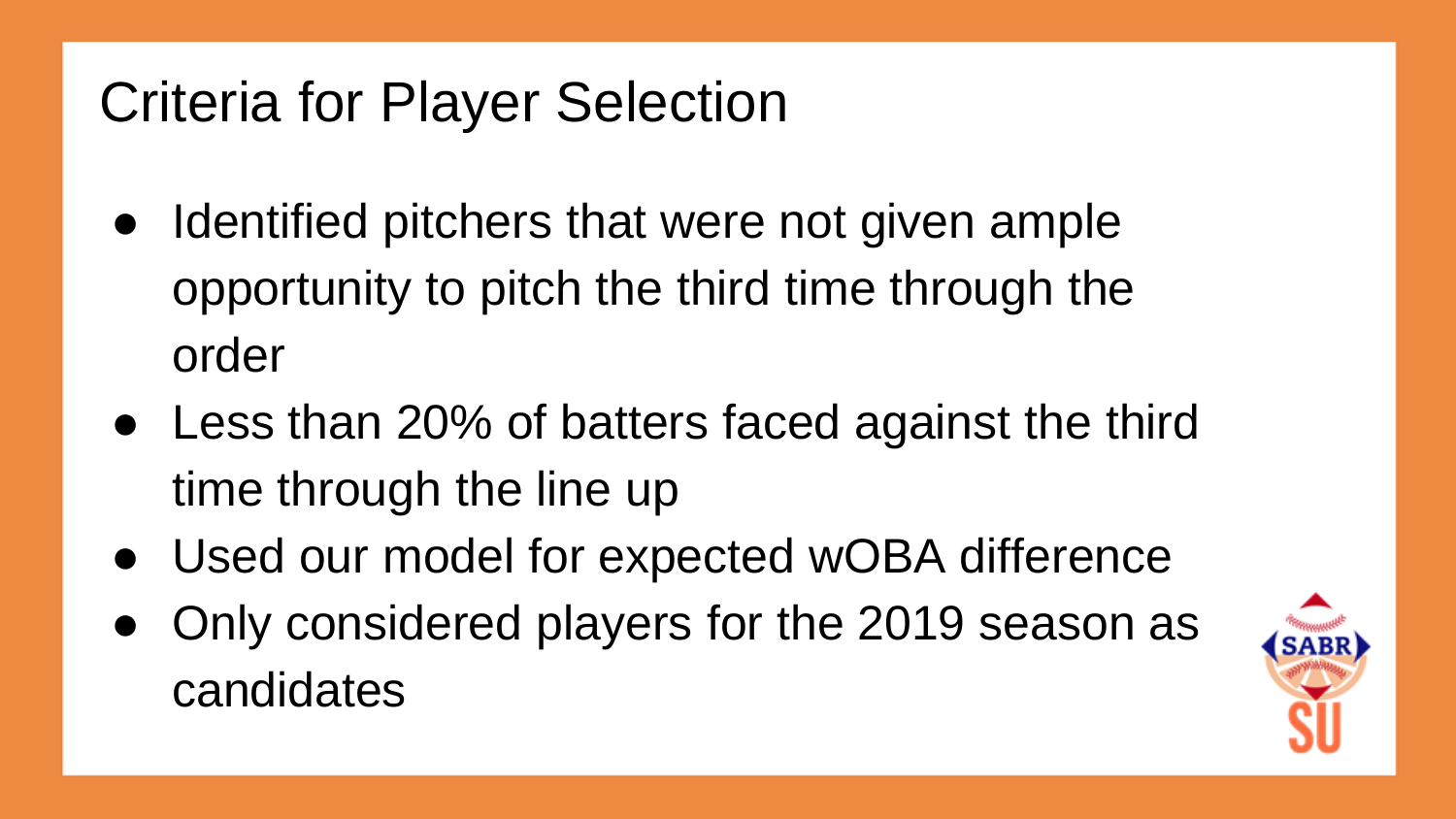# Criteria for Player Selection

- Identified pitchers that were not given ample opportunity to pitch the third time through the order
- Less than 20% of batters faced against the third time through the line up
- Used our model for expected wOBA difference
- Only considered players for the 2019 season as candidates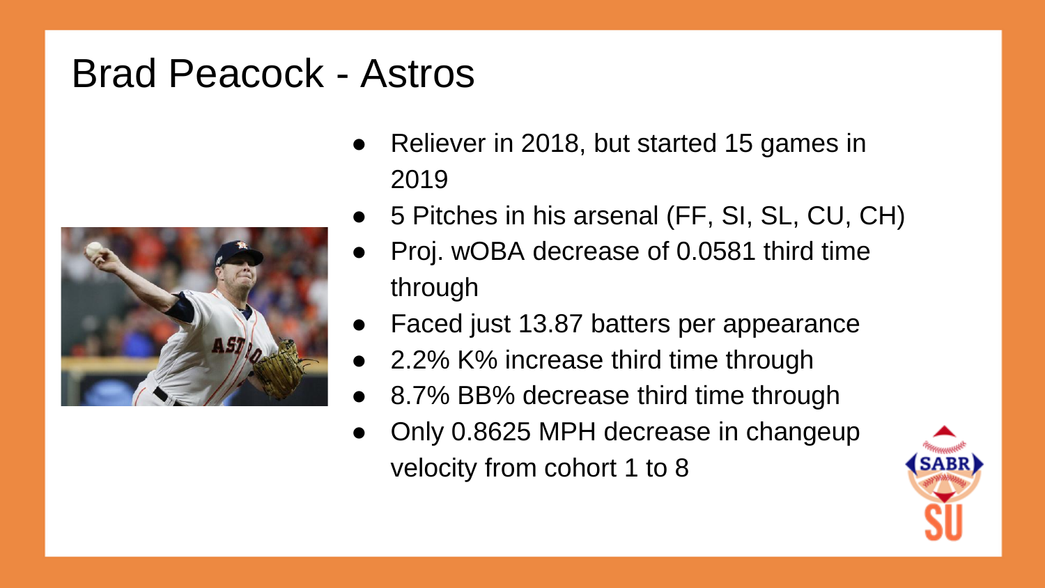# Brad Peacock - Astros

- Reliever in 2018, but started 15 games in 2019
- 5 Pitches in his arsenal (FF, SI, SL, CU, CH)
- Proj. wOBA decrease of 0.0581 third time through
- Faced just 13.87 batters per appearance
- 2.2% K% increase third time through
- 8.7% BB% decrease third time through
- Only 0.8625 MPH decrease in changeup velocity from cohort 1 to 8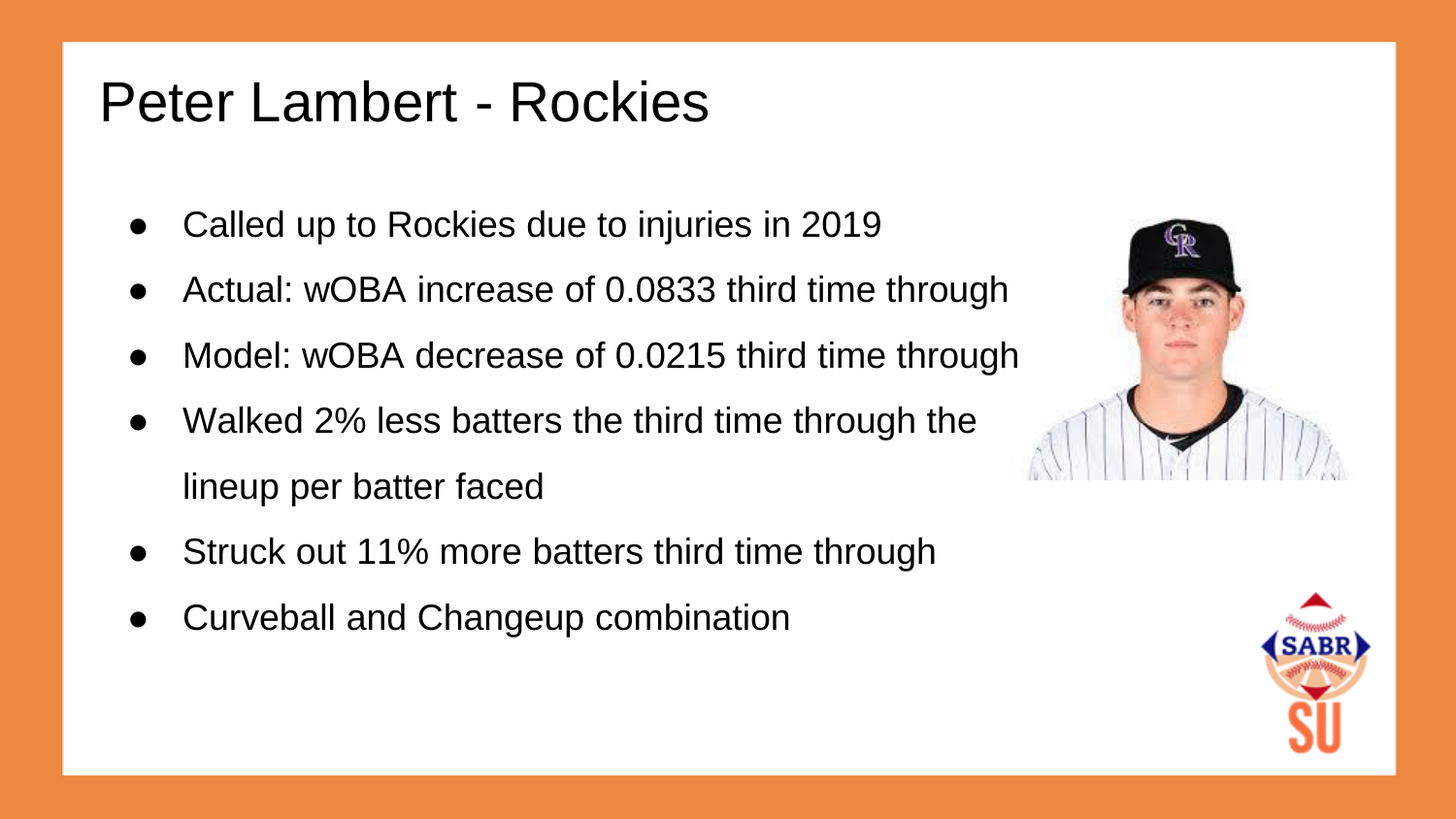# Peter Lambert - Rockies

- Called up to Rockies due to injuries in 2019
- Actual: wOBA increase of 0.0833 third time through
- Model: wOBA decrease of 0.0215 third time through
- Walked 2% less batters the third time through the lineup per batter faced
- Struck out 11% more batters third time through
- Curveball and Changeup combination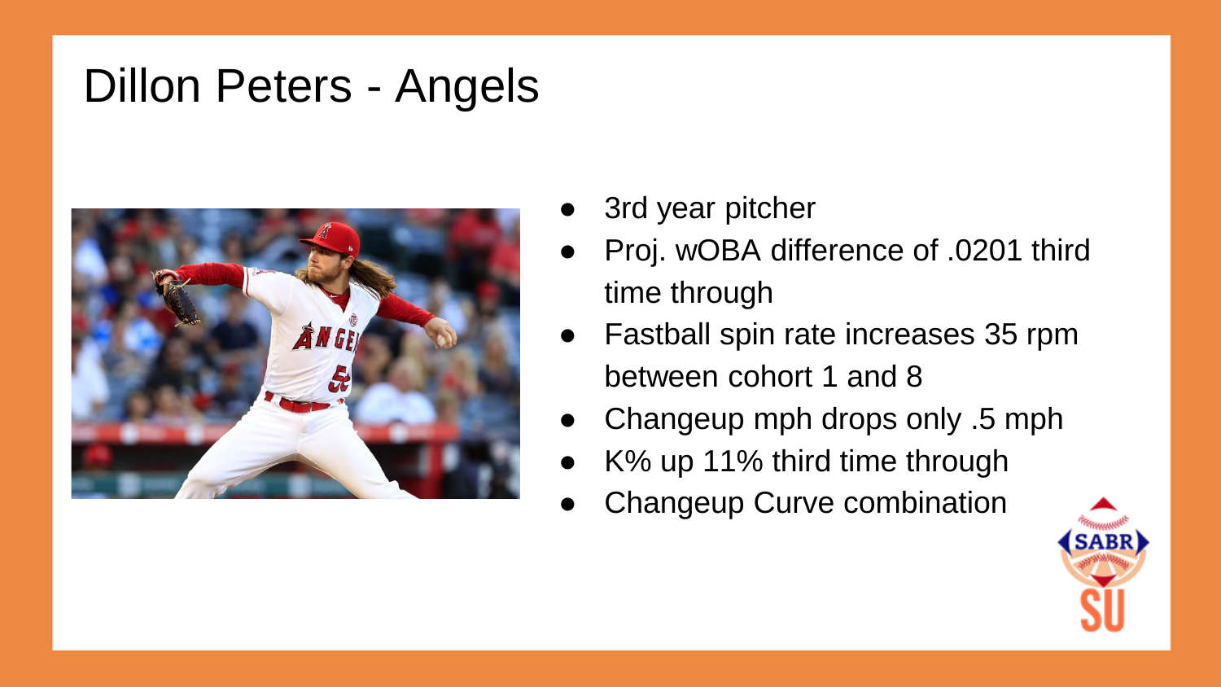# Dillon Peters - Angels

- 3rd year pitcher
- Proj. wOBA difference of .0201 third time through
- Fastball spin rate increases 35 rpm between cohort 1 and 8
- Changeup mph drops only .5 mph
- K% up 11% third time through
- Changeup Curve combination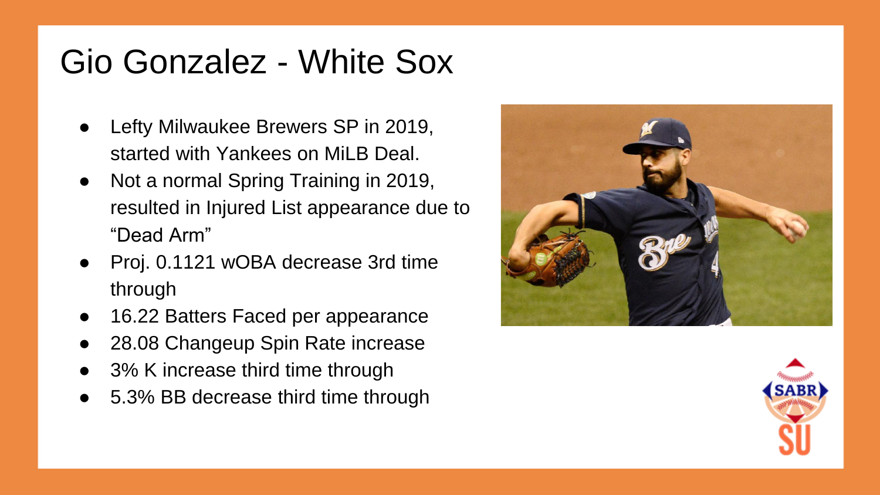# Gio Gonzalez - White Sox

- Lefty Milwaukee Brewers SP in 2019, started with Yankees on MiLB Deal.
- Not a normal Spring Training in 2019, resulted in Injured List appearance due to "Dead Arm"
- Proj. 0.1121 wOBA decrease 3rd time through
- 16.22 Batters Faced per appearance
- 28.08 Changeup Spin Rate increase
- 3% K increase third time through
- 5.3% BB decrease third time through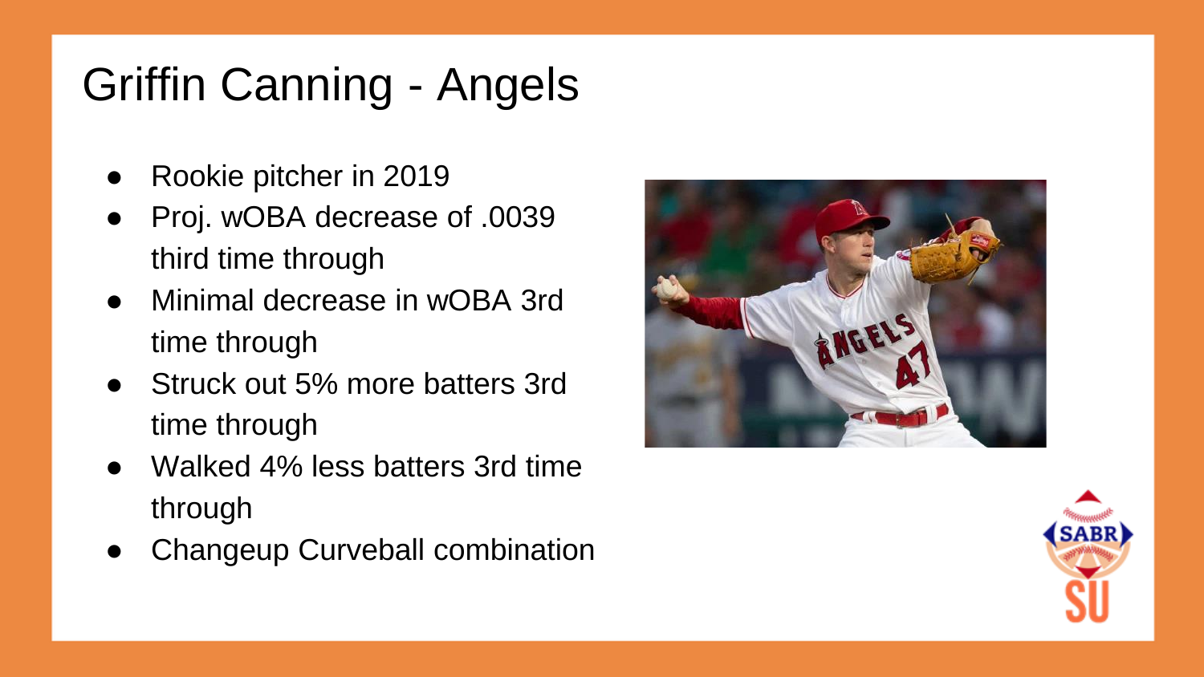# Griffin Canning - Angels

- Rookie pitcher in 2019
- Proj. wOBA decrease of .0039 third time through
- Minimal decrease in wOBA 3rd time through
- Struck out 5% more batters 3rd time through
- Walked 4% less batters 3rd time through
- Changeup Curveball combination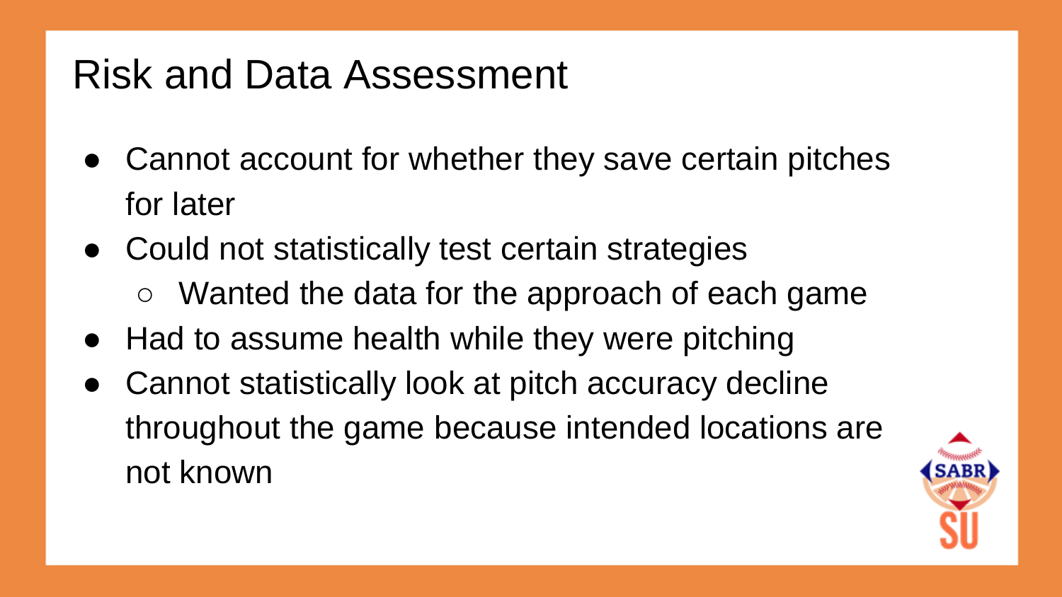# Risk and Data Assessment

- Cannot account for whether they save certain pitches for later
- Could not statistically test certain strategies
  - Wanted the data for the approach of each game
- Had to assume health while they were pitching
- Cannot statistically look at pitch accuracy decline throughout the game because intended locations are not known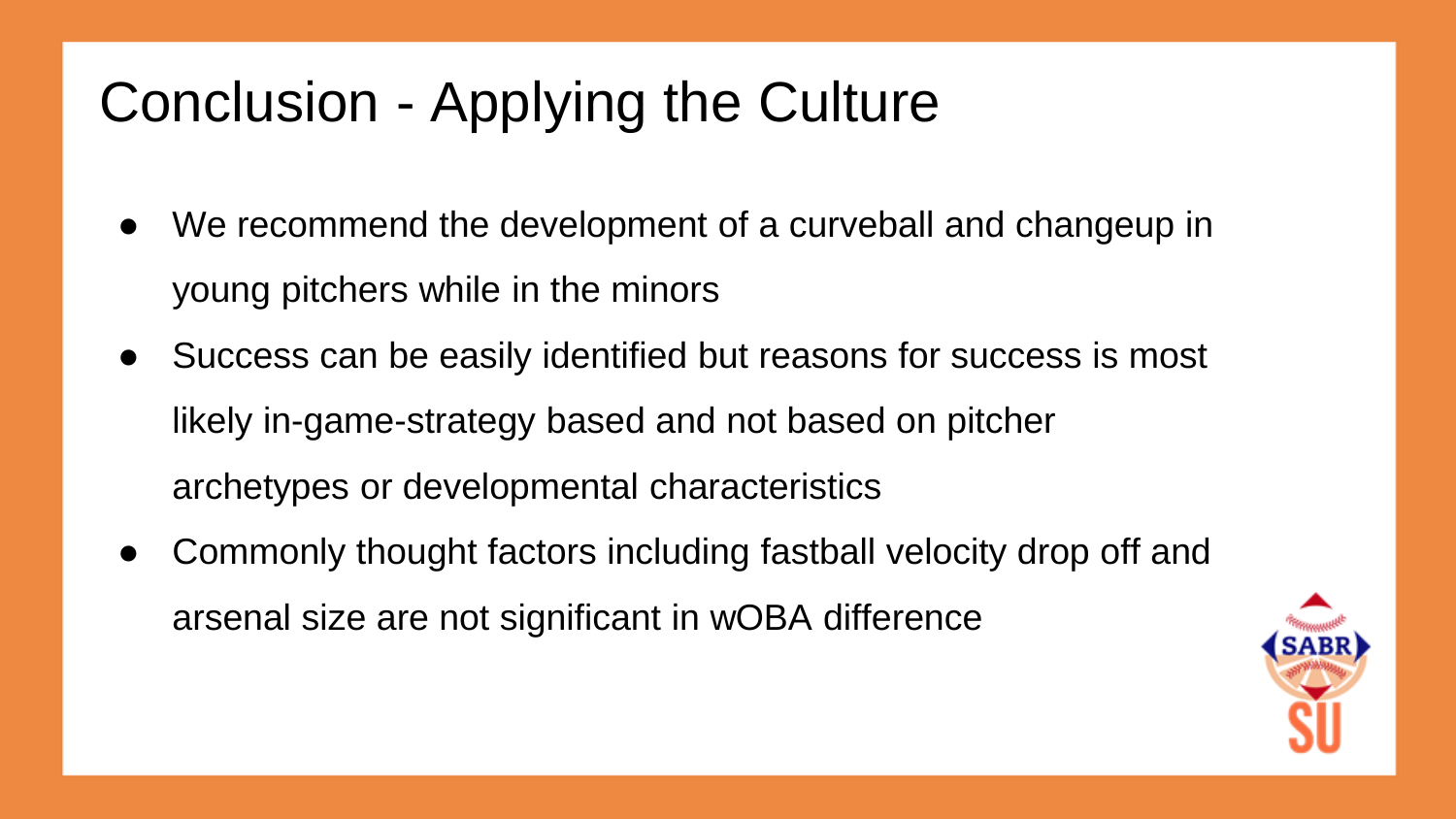# Conclusion - Applying the Culture

- We recommend the development of a curveball and changeup in young pitchers while in the minors
- Success can be easily identified but reasons for success is most likely in-game-strategy based and not based on pitcher archetypes or developmental characteristics
- Commonly thought factors including fastball velocity drop off and arsenal size are not significant in wOBA difference